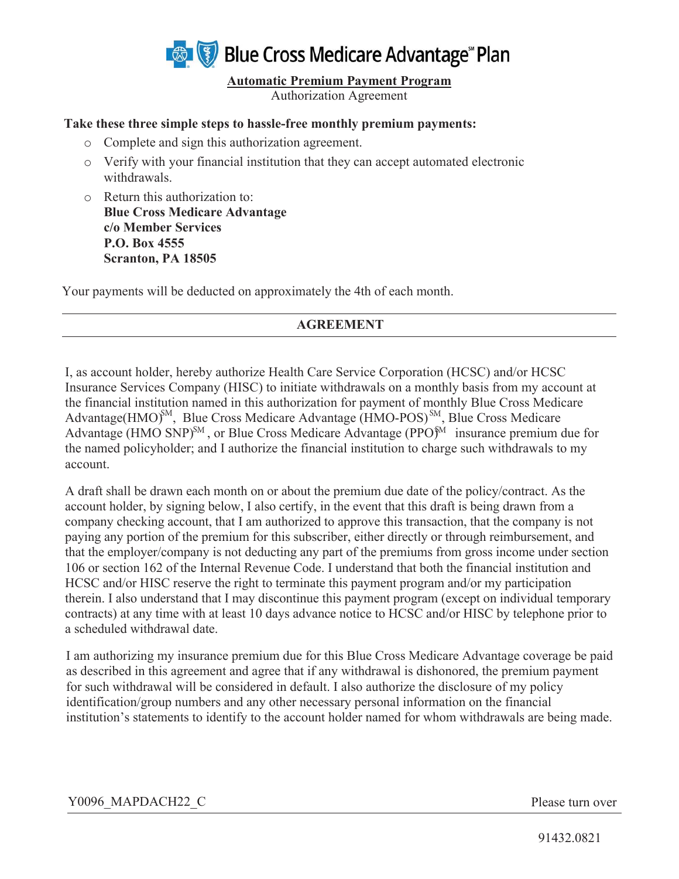# Blue Cross Medicare Advantage[SM] Plan

**Automatic Premium Payment Program**

Authorization Agreement

**Take these three simple steps to hassle-free monthly premium payments:**

- Complete and sign this authorization agreement.
- Verify with your financial institution that they can accept automated electronic withdrawals.
- Return this authorization to:
  **Blue Cross Medicare Advantage**
  **c/o Member Services**
  **P.O. Box 4555**
  **Scranton, PA 18505**

Your payments will be deducted on approximately the 4th of each month.

## AGREEMENT

I, as account holder, hereby authorize Health Care Service Corporation (HCSC) and/or HCSC Insurance Services Company (HISC) to initiate withdrawals on a monthly basis from my account at the financial institution named in this authorization for payment of monthly Blue Cross Medicare Advantage(HMO)[SM], Blue Cross Medicare Advantage (HMO-POS)[SM], Blue Cross Medicare Advantage (HMO SNP)[SM], or Blue Cross Medicare Advantage (PPO)[SM] insurance premium due for the named policyholder; and I authorize the financial institution to charge such withdrawals to my account.

A draft shall be drawn each month on or about the premium due date of the policy/contract. As the account holder, by signing below, I also certify, in the event that this draft is being drawn from a company checking account, that I am authorized to approve this transaction, that the company is not paying any portion of the premium for this subscriber, either directly or through reimbursement, and that the employer/company is not deducting any part of the premiums from gross income under section 106 or section 162 of the Internal Revenue Code. I understand that both the financial institution and HCSC and/or HISC reserve the right to terminate this payment program and/or my participation therein. I also understand that I may discontinue this payment program (except on individual temporary contracts) at any time with at least 10 days advance notice to HCSC and/or HISC by telephone prior to a scheduled withdrawal date.

I am authorizing my insurance premium due for this Blue Cross Medicare Advantage coverage be paid as described in this agreement and agree that if any withdrawal is dishonored, the premium payment for such withdrawal will be considered in default. I also authorize the disclosure of my policy identification/group numbers and any other necessary personal information on the financial institution's statements to identify to the account holder named for whom withdrawals are being made.

Y0096_MAPDACH22_C

Please turn over

91432.0821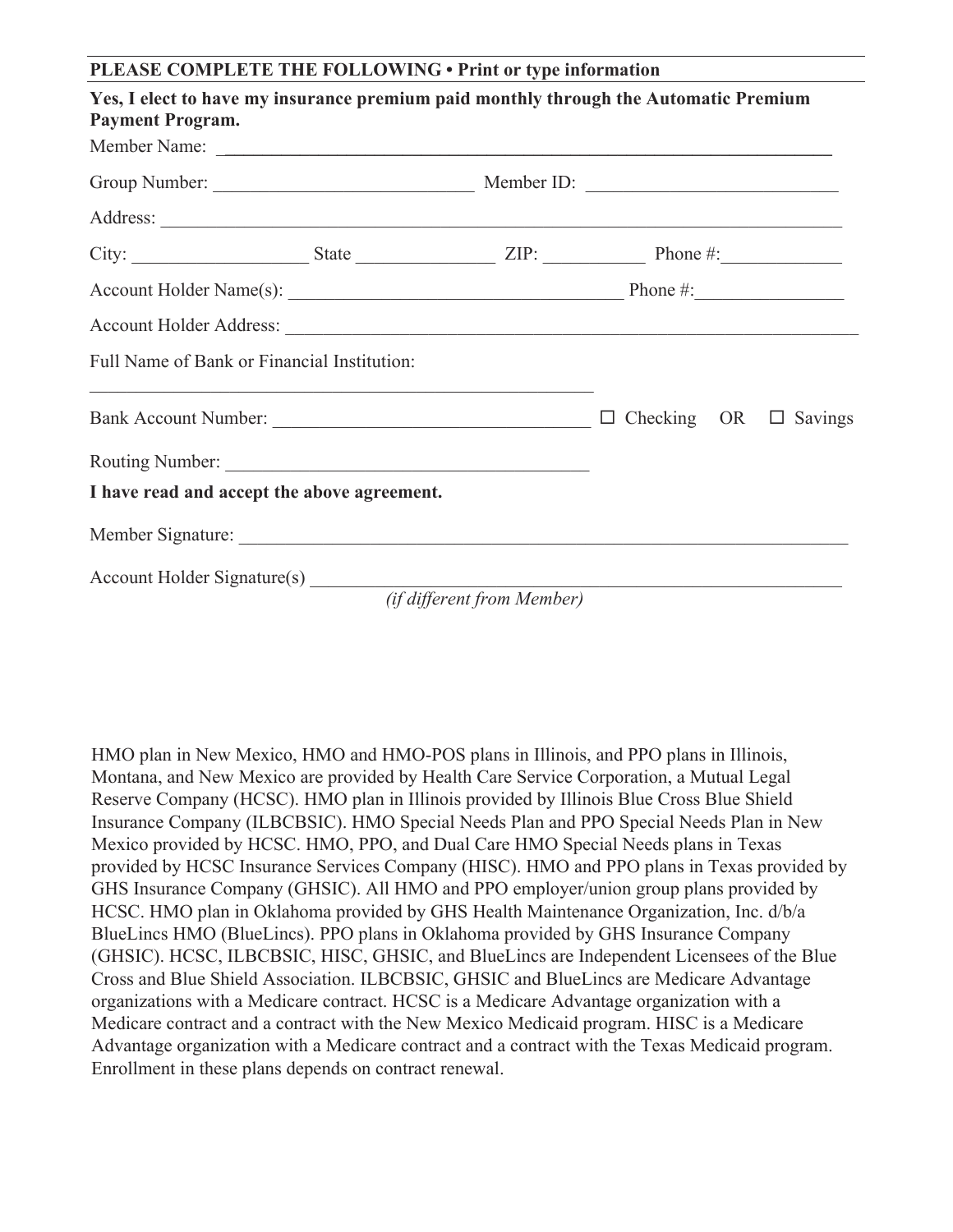**PLEASE COMPLETE THE FOLLOWING • Print or type information**

**Yes, I elect to have my insurance premium paid monthly through the Automatic Premium Payment Program.**

Member Name: ______________________________________________________________________

Group Number: ____________________________ Member ID: ___________________________

Address: ___________________________________________________________________________

City: ___________________ State _______________ ZIP: ___________ Phone #:_____________

Account Holder Name(s): ____________________________________ Phone #:________________

Account Holder Address: _____________________________________________________________

Full Name of Bank or Financial Institution:

________________________________________________________

Bank Account Number: __________________________________ ☐ Checking OR ☐ Savings

Routing Number: ________________________________________

**I have read and accept the above agreement.**

Member Signature: ____________________________________________________________________

Account Holder Signature(s) ___________________________________________________________
*(if different from Member)*

HMO plan in New Mexico, HMO and HMO-POS plans in Illinois, and PPO plans in Illinois, Montana, and New Mexico are provided by Health Care Service Corporation, a Mutual Legal Reserve Company (HCSC). HMO plan in Illinois provided by Illinois Blue Cross Blue Shield Insurance Company (ILBCBSIC). HMO Special Needs Plan and PPO Special Needs Plan in New Mexico provided by HCSC. HMO, PPO, and Dual Care HMO Special Needs plans in Texas provided by HCSC Insurance Services Company (HISC). HMO and PPO plans in Texas provided by GHS Insurance Company (GHSIC). All HMO and PPO employer/union group plans provided by HCSC. HMO plan in Oklahoma provided by GHS Health Maintenance Organization, Inc. d/b/a BlueLincs HMO (BlueLincs). PPO plans in Oklahoma provided by GHS Insurance Company (GHSIC). HCSC, ILBCBSIC, HISC, GHSIC, and BlueLincs are Independent Licensees of the Blue Cross and Blue Shield Association. ILBCBSIC, GHSIC and BlueLincs are Medicare Advantage organizations with a Medicare contract. HCSC is a Medicare Advantage organization with a Medicare contract and a contract with the New Mexico Medicaid program. HISC is a Medicare Advantage organization with a Medicare contract and a contract with the Texas Medicaid program. Enrollment in these plans depends on contract renewal.